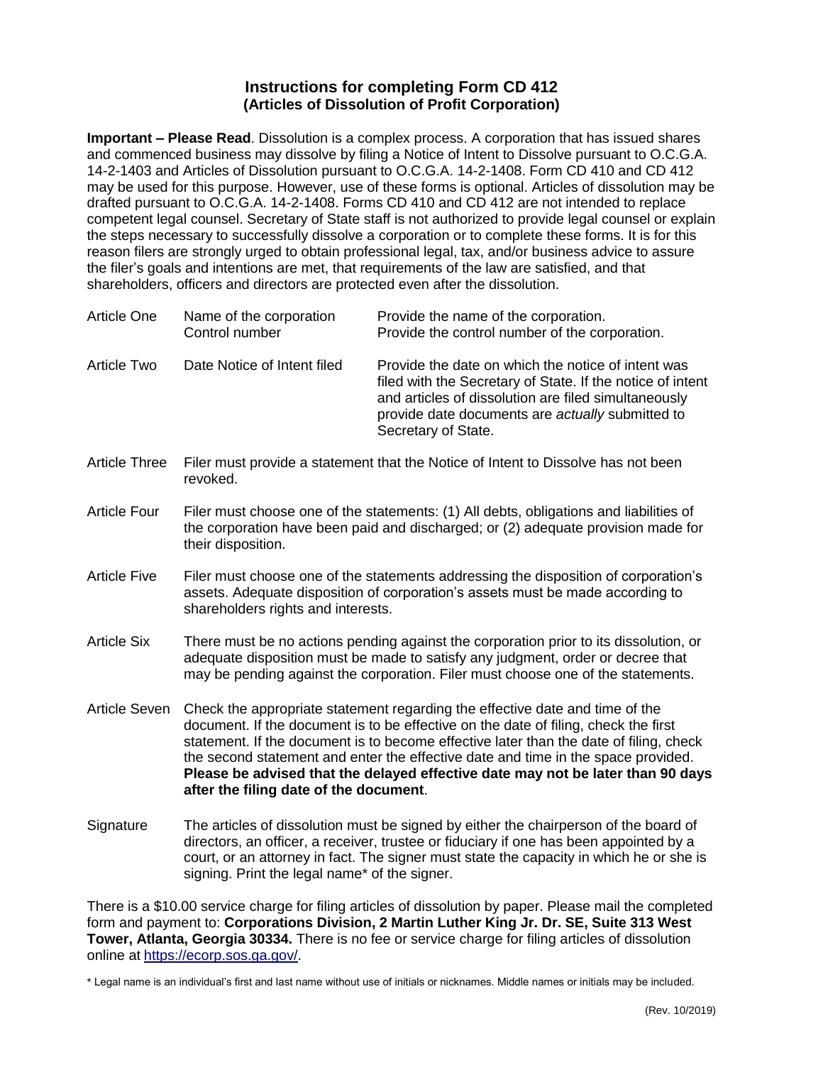## Instructions for completing Form CD 412
### (Articles of Dissolution of Profit Corporation)

**Important – Please Read**. Dissolution is a complex process. A corporation that has issued shares and commenced business may dissolve by filing a Notice of Intent to Dissolve pursuant to O.C.G.A. 14-2-1403 and Articles of Dissolution pursuant to O.C.G.A. 14-2-1408. Form CD 410 and CD 412 may be used for this purpose. However, use of these forms is optional. Articles of dissolution may be drafted pursuant to O.C.G.A. 14-2-1408. Forms CD 410 and CD 412 are not intended to replace competent legal counsel. Secretary of State staff is not authorized to provide legal counsel or explain the steps necessary to successfully dissolve a corporation or to complete these forms. It is for this reason filers are strongly urged to obtain professional legal, tax, and/or business advice to assure the filer's goals and intentions are met, that requirements of the law are satisfied, and that shareholders, officers and directors are protected even after the dissolution.

| | | |
|---|---|---|
| Article One | Name of the corporation<br>Control number | Provide the name of the corporation.<br>Provide the control number of the corporation. |
| Article Two | Date Notice of Intent filed | Provide the date on which the notice of intent was filed with the Secretary of State. If the notice of intent and articles of dissolution are filed simultaneously provide date documents are *actually* submitted to Secretary of State. |

**Article Three** Filer must provide a statement that the Notice of Intent to Dissolve has not been revoked.

**Article Four** Filer must choose one of the statements: (1) All debts, obligations and liabilities of the corporation have been paid and discharged; or (2) adequate provision made for their disposition.

**Article Five** Filer must choose one of the statements addressing the disposition of corporation's assets. Adequate disposition of corporation's assets must be made according to shareholders rights and interests.

**Article Six** There must be no actions pending against the corporation prior to its dissolution, or adequate disposition must be made to satisfy any judgment, order or decree that may be pending against the corporation. Filer must choose one of the statements.

**Article Seven** Check the appropriate statement regarding the effective date and time of the document. If the document is to be effective on the date of filing, check the first statement. If the document is to become effective later than the date of filing, check the second statement and enter the effective date and time in the space provided. **Please be advised that the delayed effective date may not be later than 90 days after the filing date of the document**.

**Signature** The articles of dissolution must be signed by either the chairperson of the board of directors, an officer, a receiver, trustee or fiduciary if one has been appointed by a court, or an attorney in fact. The signer must state the capacity in which he or she is signing. Print the legal name* of the signer.

There is a $10.00 service charge for filing articles of dissolution by paper. Please mail the completed form and payment to: **Corporations Division, 2 Martin Luther King Jr. Dr. SE, Suite 313 West Tower, Atlanta, Georgia 30334.** There is no fee or service charge for filing articles of dissolution online at https://ecorp.sos.ga.gov/.

* Legal name is an individual's first and last name without use of initials or nicknames. Middle names or initials may be included.

(Rev. 10/2019)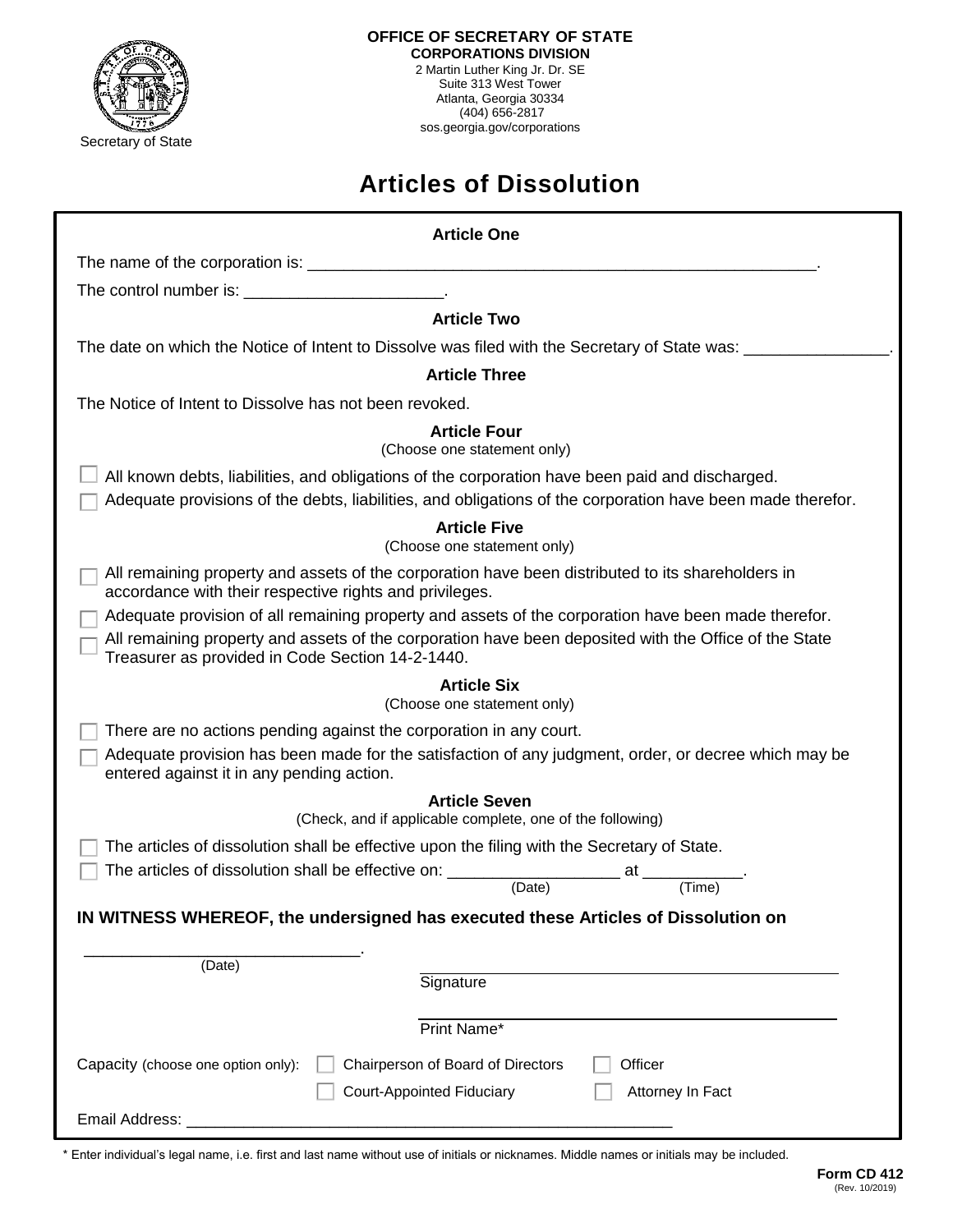**OFFICE OF SECRETARY OF STATE**
**CORPORATIONS DIVISION**
2 Martin Luther King Jr. Dr. SE
Suite 313 West Tower
Atlanta, Georgia 30334
(404) 656-2817
sos.georgia.gov/corporations

Secretary of State

# Articles of Dissolution

**Article One**

The name of the corporation is: ________________________________________________________.

The control number is: ______________________.

**Article Two**

The date on which the Notice of Intent to Dissolve was filed with the Secretary of State was: _______________.

**Article Three**

The Notice of Intent to Dissolve has not been revoked.

**Article Four**
(Choose one statement only)

☐ All known debts, liabilities, and obligations of the corporation have been paid and discharged.

☐ Adequate provisions of the debts, liabilities, and obligations of the corporation have been made therefor.

**Article Five**
(Choose one statement only)

☐ All remaining property and assets of the corporation have been distributed to its shareholders in accordance with their respective rights and privileges.

☐ Adequate provision of all remaining property and assets of the corporation have been made therefor.

☐ All remaining property and assets of the corporation have been deposited with the Office of the State Treasurer as provided in Code Section 14-2-1440.

**Article Six**
(Choose one statement only)

☐ There are no actions pending against the corporation in any court.

☐ Adequate provision has been made for the satisfaction of any judgment, order, or decree which may be entered against it in any pending action.

**Article Seven**
(Check, and if applicable complete, one of the following)

☐ The articles of dissolution shall be effective upon the filing with the Secretary of State.

☐ The articles of dissolution shall be effective on: ___________________ at ___________.
(Date) (Time)

**IN WITNESS WHEREOF, the undersigned has executed these Articles of Dissolution on**

______________________________.
(Date)

______________________________________________
Signature

______________________________________________
Print Name*

Capacity (choose one option only): ☐ Chairperson of Board of Directors ☐ Officer ☐ Court-Appointed Fiduciary ☐ Attorney In Fact

Email Address: ________________________________________________________

\* Enter individual's legal name, i.e. first and last name without use of initials or nicknames. Middle names or initials may be included.

**Form CD 412**
(Rev. 10/2019)